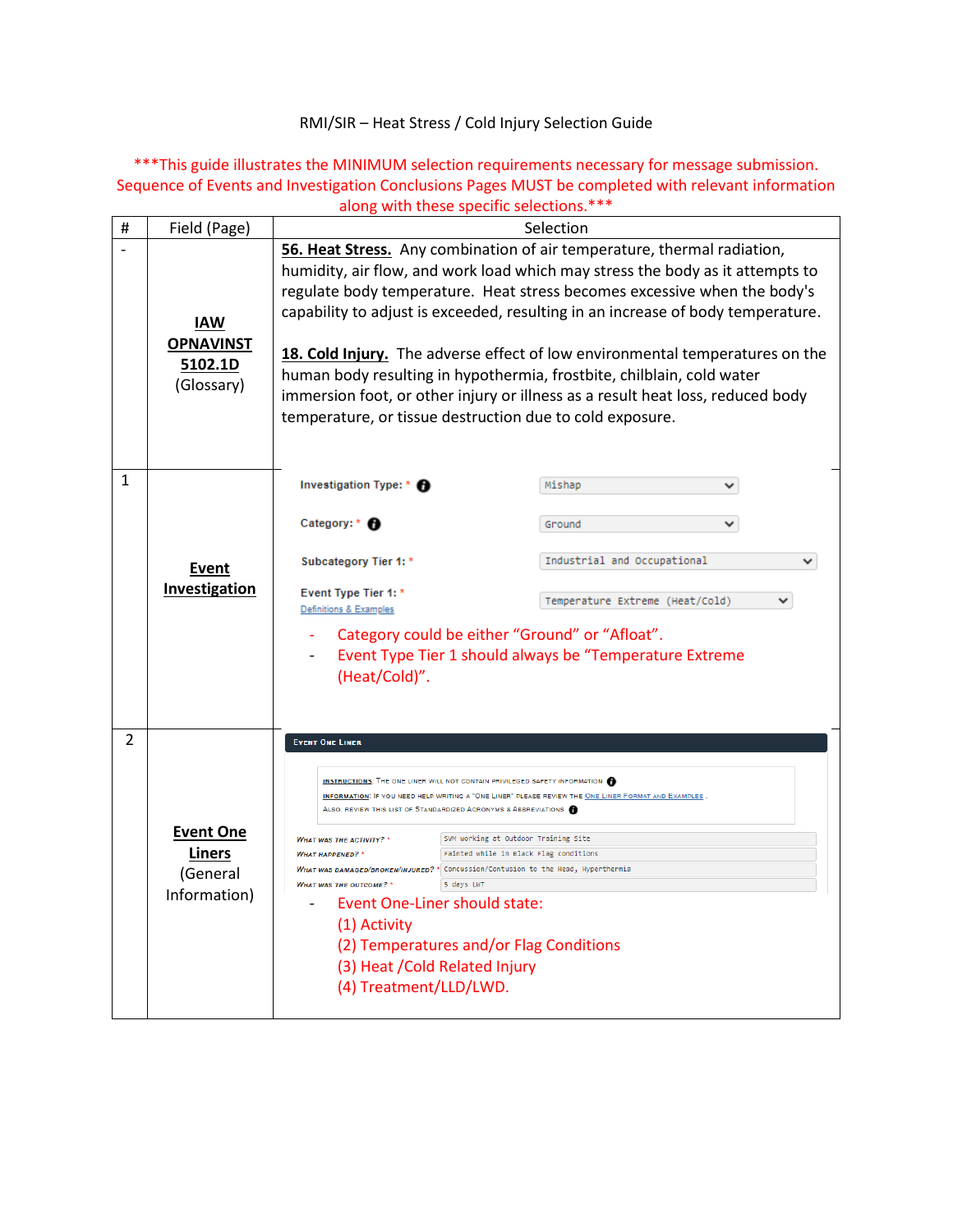RMI/SIR – Heat Stress / Cold Injury Selection Guide

***This guide illustrates the MINIMUM selection requirements necessary for message submission. Sequence of Events and Investigation Conclusions Pages MUST be completed with relevant information along with these specific selections.***

| # | Field (Page) | Selection |
|---|---|---|
| - | **IAW OPNAVINST 5102.1D** (Glossary) | **56. Heat Stress.** Any combination of air temperature, thermal radiation, humidity, air flow, and work load which may stress the body as it attempts to regulate body temperature. Heat stress becomes excessive when the body's capability to adjust is exceeded, resulting in an increase of body temperature.<br><br>**18. Cold Injury.** The adverse effect of low environmental temperatures on the human body resulting in hypothermia, frostbite, chilblain, cold water immersion foot, or other injury or illness as a result heat loss, reduced body temperature, or tissue destruction due to cold exposure. |
| 1 | **Event Investigation** | Investigation Type: * — Mishap<br>Category: * — Ground<br>Subcategory Tier 1: * — Industrial and Occupational<br>Event Type Tier 1: * (Definitions & Examples) — Temperature Extreme (Heat/Cold)<br><br>- Category could be either "Ground" or "Afloat".<br>- Event Type Tier 1 should always be "Temperature Extreme (Heat/Cold)". |
| 2 | **Event One Liners** (General Information) | EVENT ONE LINER<br>INSTRUCTIONS: The one liner will not contain privileged safety information<br>INFORMATION: If you need help writing a "One Liner" please review the One Liner Format and Examples. Also, review this list of Standardized Acronyms & Abbreviations<br>What was the activity? * — SVM working at Outdoor Training Site<br>What happened? * — Fainted while in Black Flag conditions<br>What was damaged/broken/injured? * — Concussion/Contusion to the Head, Hyperthermia<br>What was the outcome? * — 5 days LWT<br><br>- Event One-Liner should state:<br>(1) Activity<br>(2) Temperatures and/or Flag Conditions<br>(3) Heat /Cold Related Injury<br>(4) Treatment/LLD/LWD. |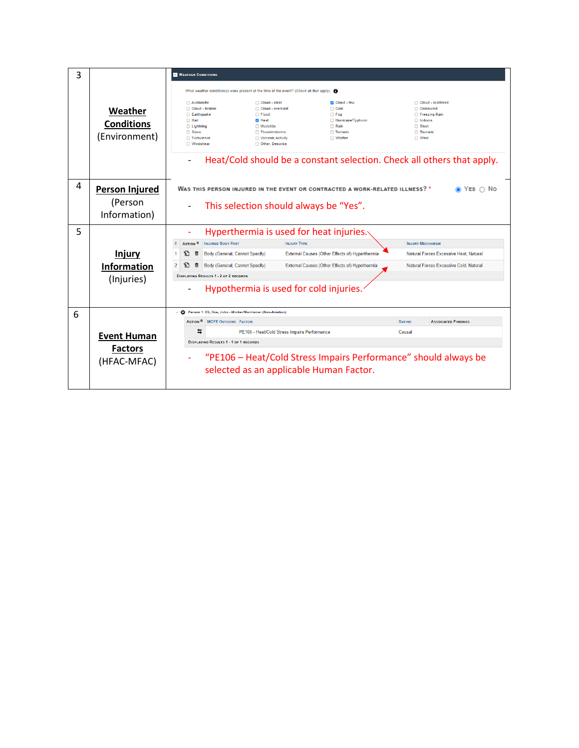| | | |
|---|---|---|
| 3 | **Weather Conditions** (Environment) | WEATHER CONDITIONS<br><br>What weather condition(s) were present at the time of the event? (Check all that apply)<br><br>☐ Avalanche ☐ Cloud - clear ☑ Cloud - few ☐ Cloud - scattered<br>☐ Cloud - broken ☐ Cloud - overcast ☐ Cold ☐ Crosswind<br>☐ Earthquake ☐ Flood ☐ Fog ☐ Freezing Rain<br>☐ Hail ☑ Heat ☐ Hurricane/Typhoon ☐ Indoors<br>☐ Lightning ☐ Mudslide ☐ Rain ☐ Sleet<br>☐ Snow ☐ Thunderstorms ☐ Tornado ☐ Tsunami<br>☐ Turbulence ☐ Volcanic Activity ☐ Wildfire ☐ Wind<br>☐ Windshear ☐ Other, Describe<br><br>- Heat/Cold should be a constant selection. Check all others that apply. |
| 4 | **Person Injured** (Person Information) | WAS THIS PERSON INJURED IN THE EVENT OR CONTRACTED A WORK-RELATED ILLNESS? * ◉ Yes ○ No<br><br>- This selection should always be "Yes". |
| 5 | **Injury Information** (Injuries) | - Hyperthermia is used for heat injuries.<br><br># \| Action \| Injured Body Part \| Injury Type \| Injury Mechanism<br>1 \| \| Body (General, Cannot Specify) \| External Causes (Other Effects of) Hyperthermia \| Natural Forces Excessive Heat, Natural<br>2 \| \| Body (General, Cannot Specify) \| External Causes (Other Effects of) Hypothermia \| Natural Forces Excessive Cold, Natural<br>Displaying Results 1 - 2 of 2 records<br><br>- Hypothermia is used for cold injuries. |
| 6 | **Event Human Factors** (HFAC-MFAC) | Person 1: E5; Doe, John - Worker/Maintainer (Non-Aviation)<br><br>Action \| MOFE Outcome \| Factor \| Rating \| Associated Findings<br>\| \| PE106 - Heat/Cold Stress Impairs Performance \| Causal \|<br>Displaying Results 1 - 1 of 1 records<br><br>- "PE106 – Heat/Cold Stress Impairs Performance" should always be selected as an applicable Human Factor. |